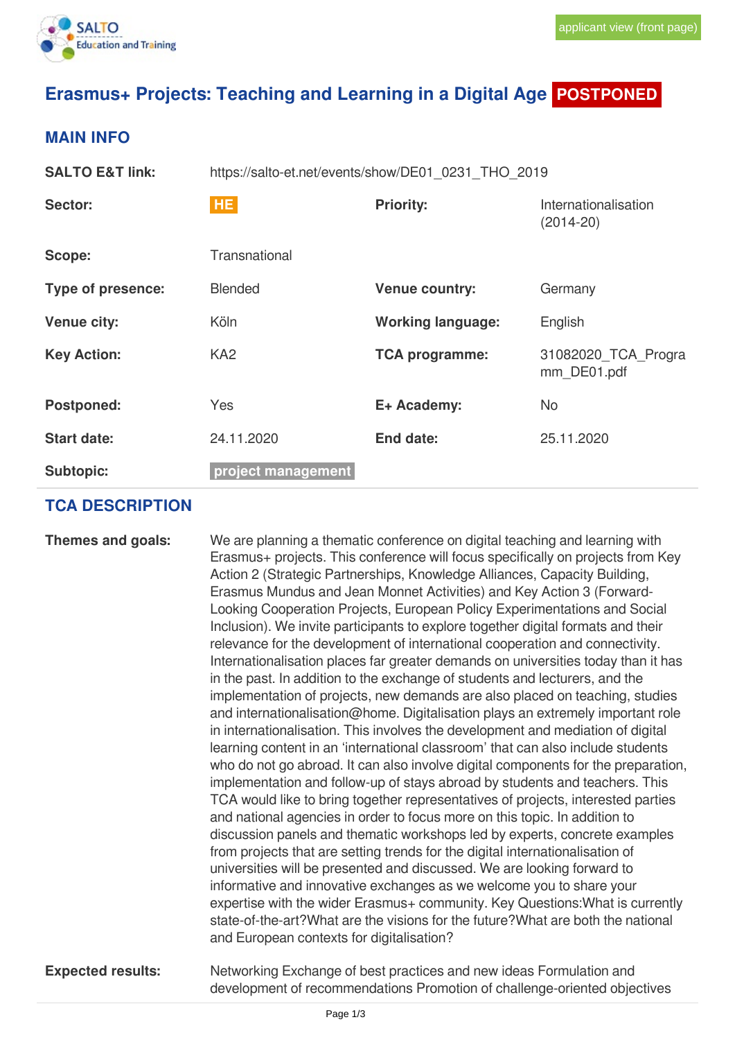applicant view (front page)

# Erasmus+ Projects: Teaching and Learning in a Digital Age POSTPONED

## MAIN INFO

| | | | |
|---|---|---|---|
| **SALTO E&T link:** | https://salto-et.net/events/show/DE01_0231_THO_2019 | | |
| **Sector:** | HE | **Priority:** | Internationalisation (2014-20) |
| **Scope:** | Transnational | | |
| **Type of presence:** | Blended | **Venue country:** | Germany |
| **Venue city:** | Köln | **Working language:** | English |
| **Key Action:** | KA2 | **TCA programme:** | 31082020_TCA_Programm_DE01.pdf |
| **Postponed:** | Yes | **E+ Academy:** | No |
| **Start date:** | 24.11.2020 | **End date:** | 25.11.2020 |
| **Subtopic:** | project management | | |

## TCA DESCRIPTION

**Themes and goals:**

We are planning a thematic conference on digital teaching and learning with Erasmus+ projects. This conference will focus specifically on projects from Key Action 2 (Strategic Partnerships, Knowledge Alliances, Capacity Building, Erasmus Mundus and Jean Monnet Activities) and Key Action 3 (Forward-Looking Cooperation Projects, European Policy Experimentations and Social Inclusion). We invite participants to explore together digital formats and their relevance for the development of international cooperation and connectivity. Internationalisation places far greater demands on universities today than it has in the past. In addition to the exchange of students and lecturers, and the implementation of projects, new demands are also placed on teaching, studies and internationalisation@home. Digitalisation plays an extremely important role in internationalisation. This involves the development and mediation of digital learning content in an 'international classroom' that can also include students who do not go abroad. It can also involve digital components for the preparation, implementation and follow-up of stays abroad by students and teachers. This TCA would like to bring together representatives of projects, interested parties and national agencies in order to focus more on this topic. In addition to discussion panels and thematic workshops led by experts, concrete examples from projects that are setting trends for the digital internationalisation of universities will be presented and discussed. We are looking forward to informative and innovative exchanges as we welcome you to share your expertise with the wider Erasmus+ community. Key Questions:What is currently state-of-the-art?What are the visions for the future?What are both the national and European contexts for digitalisation?

**Expected results:**

Networking Exchange of best practices and new ideas Formulation and development of recommendations Promotion of challenge-oriented objectives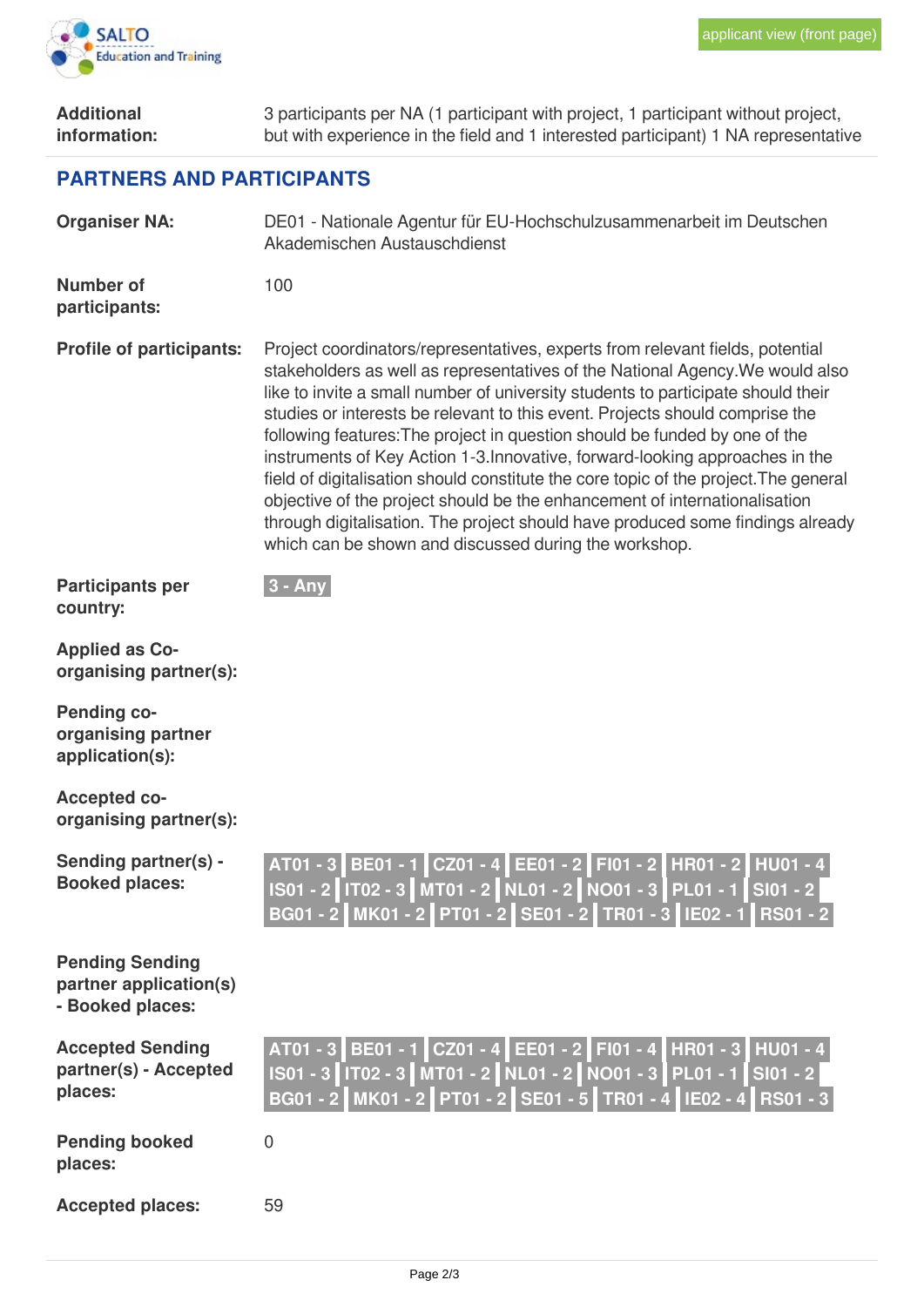| | |
|---|---|
| **Additional information:** | 3 participants per NA (1 participant with project, 1 participant without project, but with experience in the field and 1 interested participant) 1 NA representative |

## PARTNERS AND PARTICIPANTS

| | |
|---|---|
| **Organiser NA:** | DE01 - Nationale Agentur für EU-Hochschulzusammenarbeit im Deutschen Akademischen Austauschdienst |
| **Number of participants:** | 100 |
| **Profile of participants:** | Project coordinators/representatives, experts from relevant fields, potential stakeholders as well as representatives of the National Agency.We would also like to invite a small number of university students to participate should their studies or interests be relevant to this event. Projects should comprise the following features:The project in question should be funded by one of the instruments of Key Action 1-3.Innovative, forward-looking approaches in the field of digitalisation should constitute the core topic of the project.The general objective of the project should be the enhancement of internationalisation through digitalisation. The project should have produced some findings already which can be shown and discussed during the workshop. |
| **Participants per country:** | 3 - Any |
| **Applied as Co-organising partner(s):** | |
| **Pending co-organising partner application(s):** | |
| **Accepted co-organising partner(s):** | |
| **Sending partner(s) - Booked places:** | AT01 - 3, BE01 - 1, CZ01 - 4, EE01 - 2, FI01 - 2, HR01 - 2, HU01 - 4, IS01 - 2, IT02 - 3, MT01 - 2, NL01 - 2, NO01 - 3, PL01 - 1, SI01 - 2, BG01 - 2, MK01 - 2, PT01 - 2, SE01 - 2, TR01 - 3, IE02 - 1, RS01 - 2 |
| **Pending Sending partner application(s) - Booked places:** | |
| **Accepted Sending partner(s) - Accepted places:** | AT01 - 3, BE01 - 1, CZ01 - 4, EE01 - 2, FI01 - 4, HR01 - 3, HU01 - 4, IS01 - 3, IT02 - 3, MT01 - 2, NL01 - 2, NO01 - 3, PL01 - 1, SI01 - 2, BG01 - 2, MK01 - 2, PT01 - 2, SE01 - 5, TR01 - 4, IE02 - 4, RS01 - 3 |
| **Pending booked places:** | 0 |
| **Accepted places:** | 59 |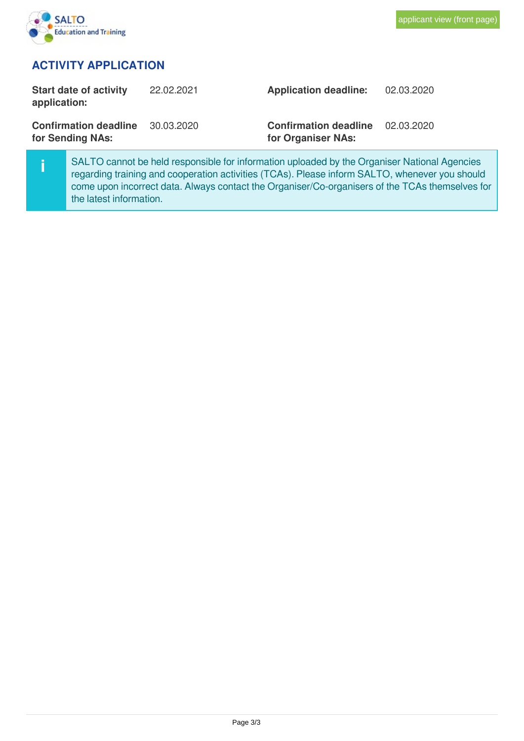## ACTIVITY APPLICATION

| | | | |
|---|---|---|---|
| **Start date of activity application:** | 22.02.2021 | **Application deadline:** | 02.03.2020 |
| **Confirmation deadline for Sending NAs:** | 30.03.2020 | **Confirmation deadline for Organiser NAs:** | 02.03.2020 |

> **i** SALTO cannot be held responsible for information uploaded by the Organiser National Agencies regarding training and cooperation activities (TCAs). Please inform SALTO, whenever you should come upon incorrect data. Always contact the Organiser/Co-organisers of the TCAs themselves for the latest information.